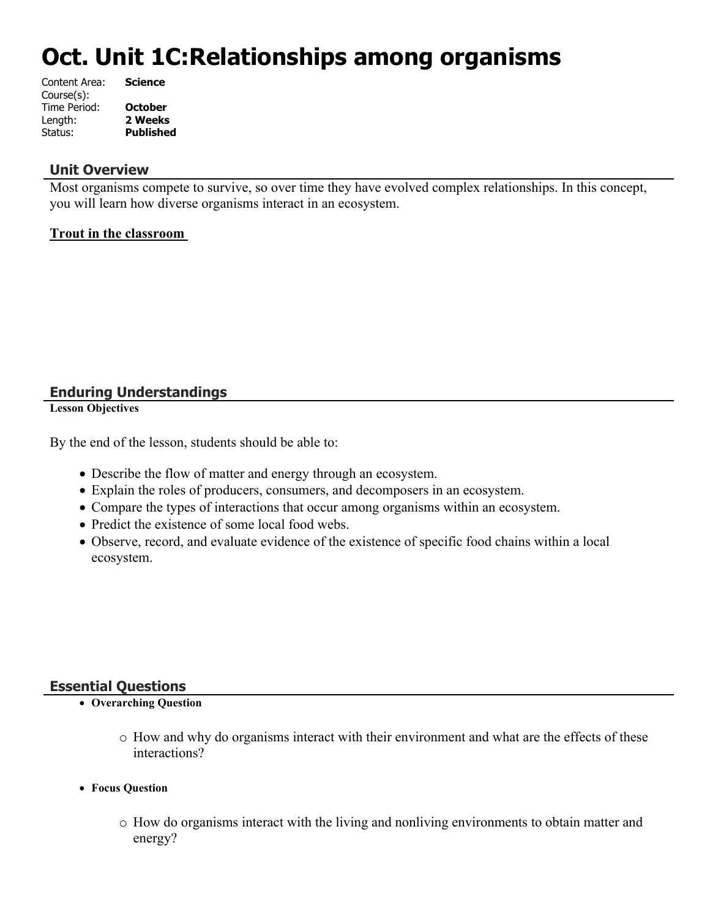# Oct. Unit 1C:Relationships among organisms

Content Area: **Science**
Course(s):
Time Period: **October**
Length: **2 Weeks**
Status: **Published**

## Unit Overview

Most organisms compete to survive, so over time they have evolved complex relationships. In this concept, you will learn how diverse organisms interact in an ecosystem.

**Trout in the classroom**

## Enduring Understandings

**Lesson Objectives**

By the end of the lesson, students should be able to:

- Describe the flow of matter and energy through an ecosystem.
- Explain the roles of producers, consumers, and decomposers in an ecosystem.
- Compare the types of interactions that occur among organisms within an ecosystem.
- Predict the existence of some local food webs.
- Observe, record, and evaluate evidence of the existence of specific food chains within a local ecosystem.

## Essential Questions

- **Overarching Question**
  - How and why do organisms interact with their environment and what are the effects of these interactions?
- **Focus Question**
  - How do organisms interact with the living and nonliving environments to obtain matter and energy?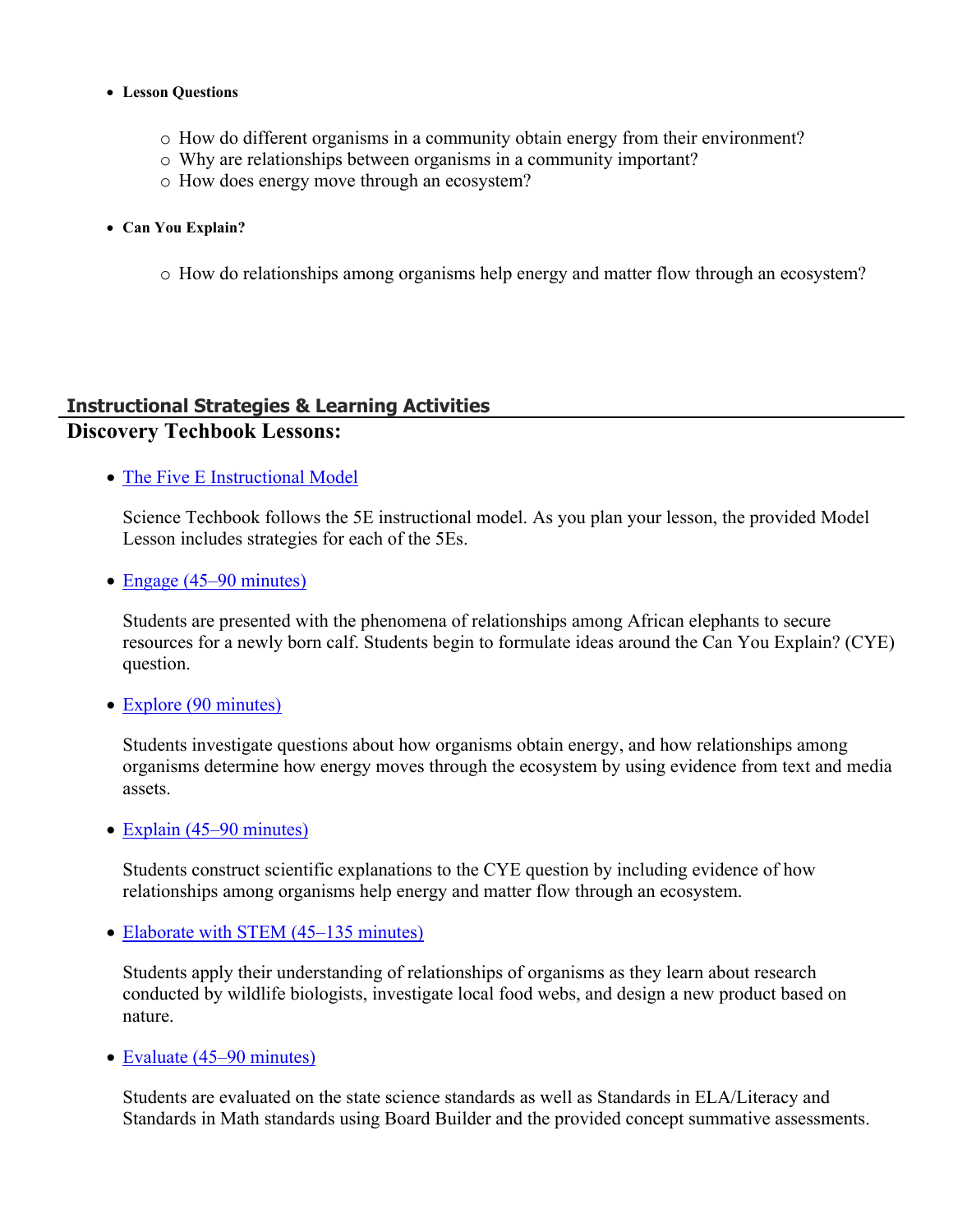- **Lesson Questions**
  - How do different organisms in a community obtain energy from their environment?
  - Why are relationships between organisms in a community important?
  - How does energy move through an ecosystem?
- **Can You Explain?**
  - How do relationships among organisms help energy and matter flow through an ecosystem?

## Instructional Strategies & Learning Activities

## Discovery Techbook Lessons:

- The Five E Instructional Model

  Science Techbook follows the 5E instructional model. As you plan your lesson, the provided Model Lesson includes strategies for each of the 5Es.

- Engage (45–90 minutes)

  Students are presented with the phenomena of relationships among African elephants to secure resources for a newly born calf. Students begin to formulate ideas around the Can You Explain? (CYE) question.

- Explore (90 minutes)

  Students investigate questions about how organisms obtain energy, and how relationships among organisms determine how energy moves through the ecosystem by using evidence from text and media assets.

- Explain (45–90 minutes)

  Students construct scientific explanations to the CYE question by including evidence of how relationships among organisms help energy and matter flow through an ecosystem.

- Elaborate with STEM (45–135 minutes)

  Students apply their understanding of relationships of organisms as they learn about research conducted by wildlife biologists, investigate local food webs, and design a new product based on nature.

- Evaluate (45–90 minutes)

  Students are evaluated on the state science standards as well as Standards in ELA/Literacy and Standards in Math standards using Board Builder and the provided concept summative assessments.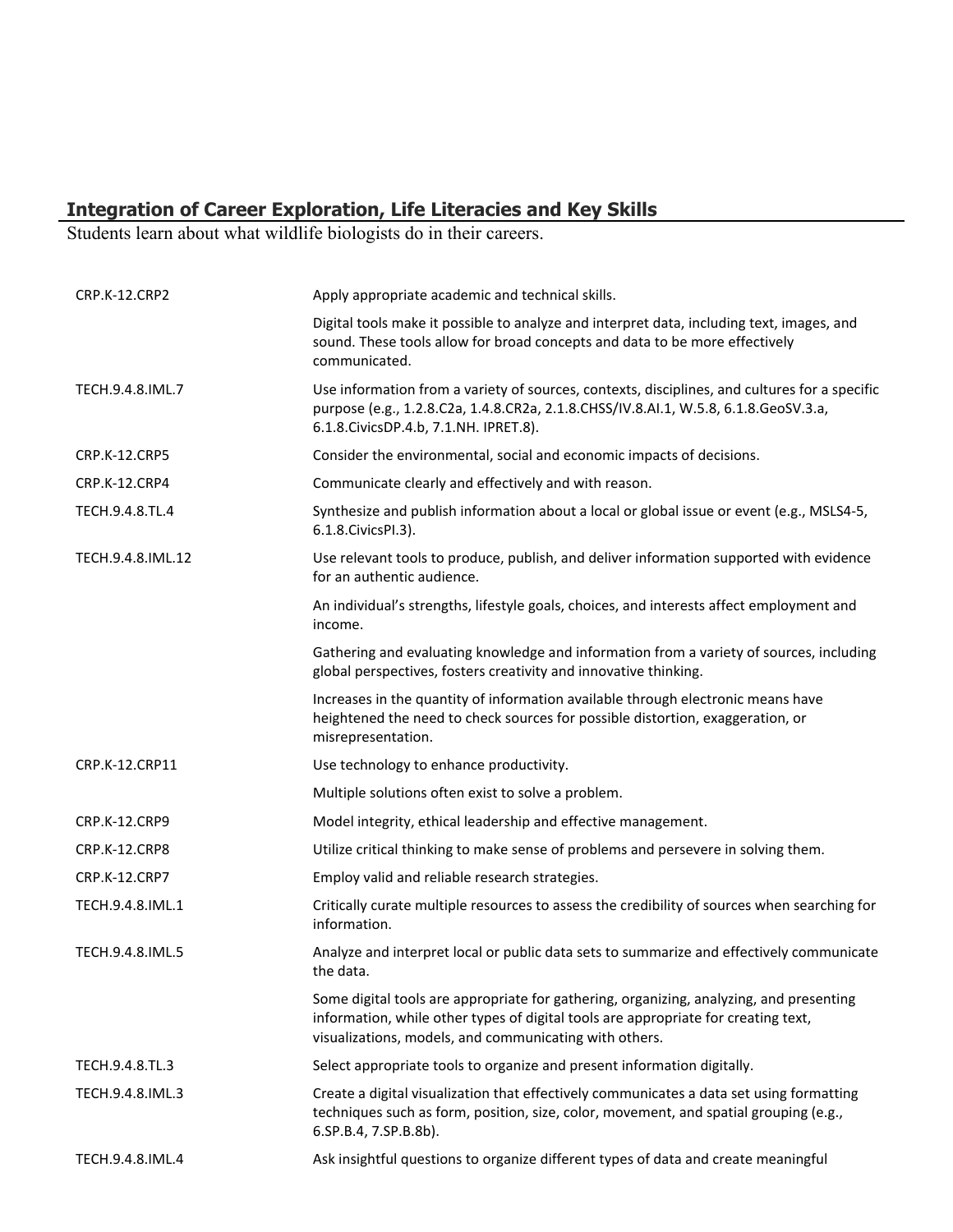## Integration of Career Exploration, Life Literacies and Key Skills

Students learn about what wildlife biologists do in their careers.

| | |
|---|---|
| CRP.K-12.CRP2 | Apply appropriate academic and technical skills. |
| | Digital tools make it possible to analyze and interpret data, including text, images, and sound. These tools allow for broad concepts and data to be more effectively communicated. |
| TECH.9.4.8.IML.7 | Use information from a variety of sources, contexts, disciplines, and cultures for a specific purpose (e.g., 1.2.8.C2a, 1.4.8.CR2a, 2.1.8.CHSS/IV.8.AI.1, W.5.8, 6.1.8.GeoSV.3.a, 6.1.8.CivicsDP.4.b, 7.1.NH. IPRET.8). |
| CRP.K-12.CRP5 | Consider the environmental, social and economic impacts of decisions. |
| CRP.K-12.CRP4 | Communicate clearly and effectively and with reason. |
| TECH.9.4.8.TL.4 | Synthesize and publish information about a local or global issue or event (e.g., MSLS4-5, 6.1.8.CivicsPI.3). |
| TECH.9.4.8.IML.12 | Use relevant tools to produce, publish, and deliver information supported with evidence for an authentic audience. |
| | An individual's strengths, lifestyle goals, choices, and interests affect employment and income. |
| | Gathering and evaluating knowledge and information from a variety of sources, including global perspectives, fosters creativity and innovative thinking. |
| | Increases in the quantity of information available through electronic means have heightened the need to check sources for possible distortion, exaggeration, or misrepresentation. |
| CRP.K-12.CRP11 | Use technology to enhance productivity. |
| | Multiple solutions often exist to solve a problem. |
| CRP.K-12.CRP9 | Model integrity, ethical leadership and effective management. |
| CRP.K-12.CRP8 | Utilize critical thinking to make sense of problems and persevere in solving them. |
| CRP.K-12.CRP7 | Employ valid and reliable research strategies. |
| TECH.9.4.8.IML.1 | Critically curate multiple resources to assess the credibility of sources when searching for information. |
| TECH.9.4.8.IML.5 | Analyze and interpret local or public data sets to summarize and effectively communicate the data. |
| | Some digital tools are appropriate for gathering, organizing, analyzing, and presenting information, while other types of digital tools are appropriate for creating text, visualizations, models, and communicating with others. |
| TECH.9.4.8.TL.3 | Select appropriate tools to organize and present information digitally. |
| TECH.9.4.8.IML.3 | Create a digital visualization that effectively communicates a data set using formatting techniques such as form, position, size, color, movement, and spatial grouping (e.g., 6.SP.B.4, 7.SP.B.8b). |
| TECH.9.4.8.IML.4 | Ask insightful questions to organize different types of data and create meaningful |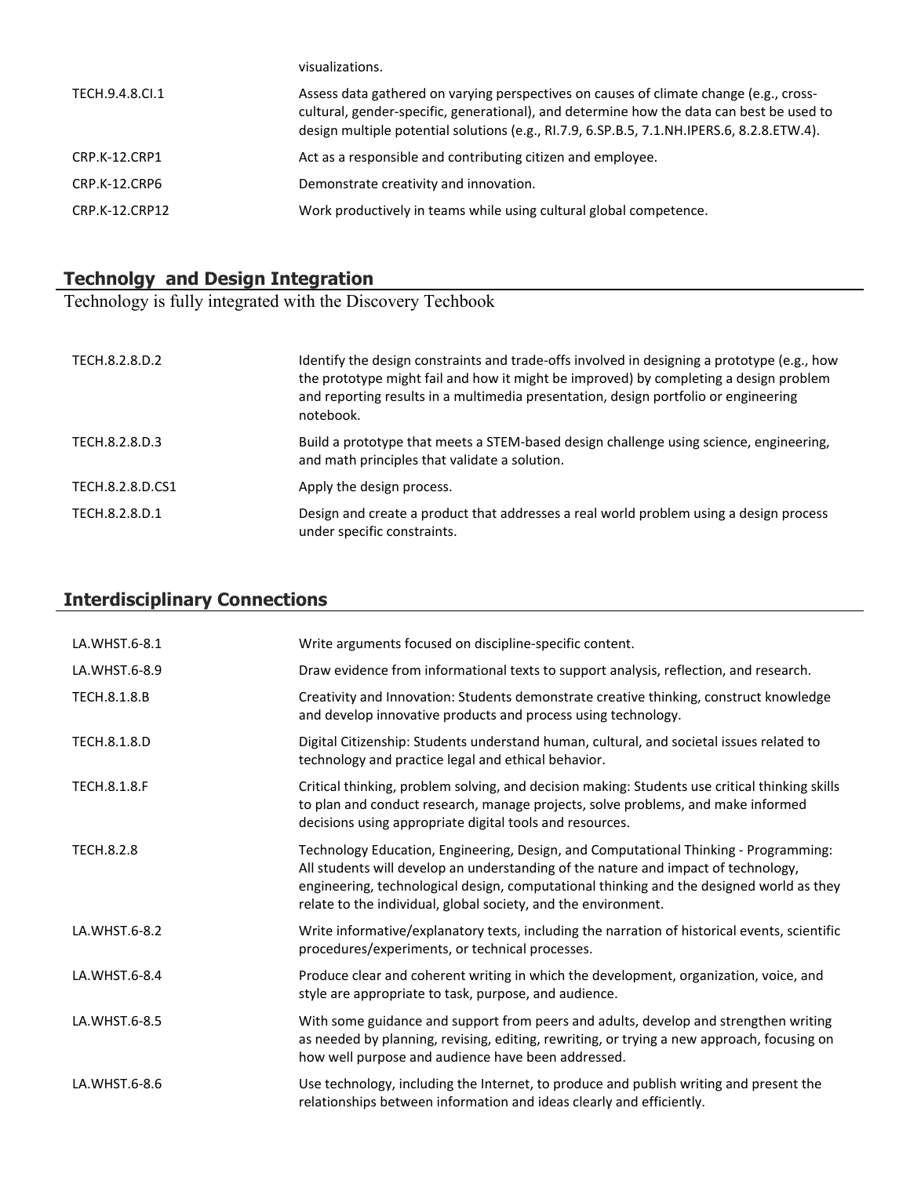visualizations.

| | |
|---|---|
| TECH.9.4.8.CI.1 | Assess data gathered on varying perspectives on causes of climate change (e.g., cross-cultural, gender-specific, generational), and determine how the data can best be used to design multiple potential solutions (e.g., RI.7.9, 6.SP.B.5, 7.1.NH.IPERS.6, 8.2.8.ETW.4). |
| CRP.K-12.CRP1 | Act as a responsible and contributing citizen and employee. |
| CRP.K-12.CRP6 | Demonstrate creativity and innovation. |
| CRP.K-12.CRP12 | Work productively in teams while using cultural global competence. |

## Technolgy and Design Integration

Technology is fully integrated with the Discovery Techbook

| | |
|---|---|
| TECH.8.2.8.D.2 | Identify the design constraints and trade-offs involved in designing a prototype (e.g., how the prototype might fail and how it might be improved) by completing a design problem and reporting results in a multimedia presentation, design portfolio or engineering notebook. |
| TECH.8.2.8.D.3 | Build a prototype that meets a STEM-based design challenge using science, engineering, and math principles that validate a solution. |
| TECH.8.2.8.D.CS1 | Apply the design process. |
| TECH.8.2.8.D.1 | Design and create a product that addresses a real world problem using a design process under specific constraints. |

## Interdisciplinary Connections

| | |
|---|---|
| LA.WHST.6-8.1 | Write arguments focused on discipline-specific content. |
| LA.WHST.6-8.9 | Draw evidence from informational texts to support analysis, reflection, and research. |
| TECH.8.1.8.B | Creativity and Innovation: Students demonstrate creative thinking, construct knowledge and develop innovative products and process using technology. |
| TECH.8.1.8.D | Digital Citizenship: Students understand human, cultural, and societal issues related to technology and practice legal and ethical behavior. |
| TECH.8.1.8.F | Critical thinking, problem solving, and decision making: Students use critical thinking skills to plan and conduct research, manage projects, solve problems, and make informed decisions using appropriate digital tools and resources. |
| TECH.8.2.8 | Technology Education, Engineering, Design, and Computational Thinking - Programming: All students will develop an understanding of the nature and impact of technology, engineering, technological design, computational thinking and the designed world as they relate to the individual, global society, and the environment. |
| LA.WHST.6-8.2 | Write informative/explanatory texts, including the narration of historical events, scientific procedures/experiments, or technical processes. |
| LA.WHST.6-8.4 | Produce clear and coherent writing in which the development, organization, voice, and style are appropriate to task, purpose, and audience. |
| LA.WHST.6-8.5 | With some guidance and support from peers and adults, develop and strengthen writing as needed by planning, revising, editing, rewriting, or trying a new approach, focusing on how well purpose and audience have been addressed. |
| LA.WHST.6-8.6 | Use technology, including the Internet, to produce and publish writing and present the relationships between information and ideas clearly and efficiently. |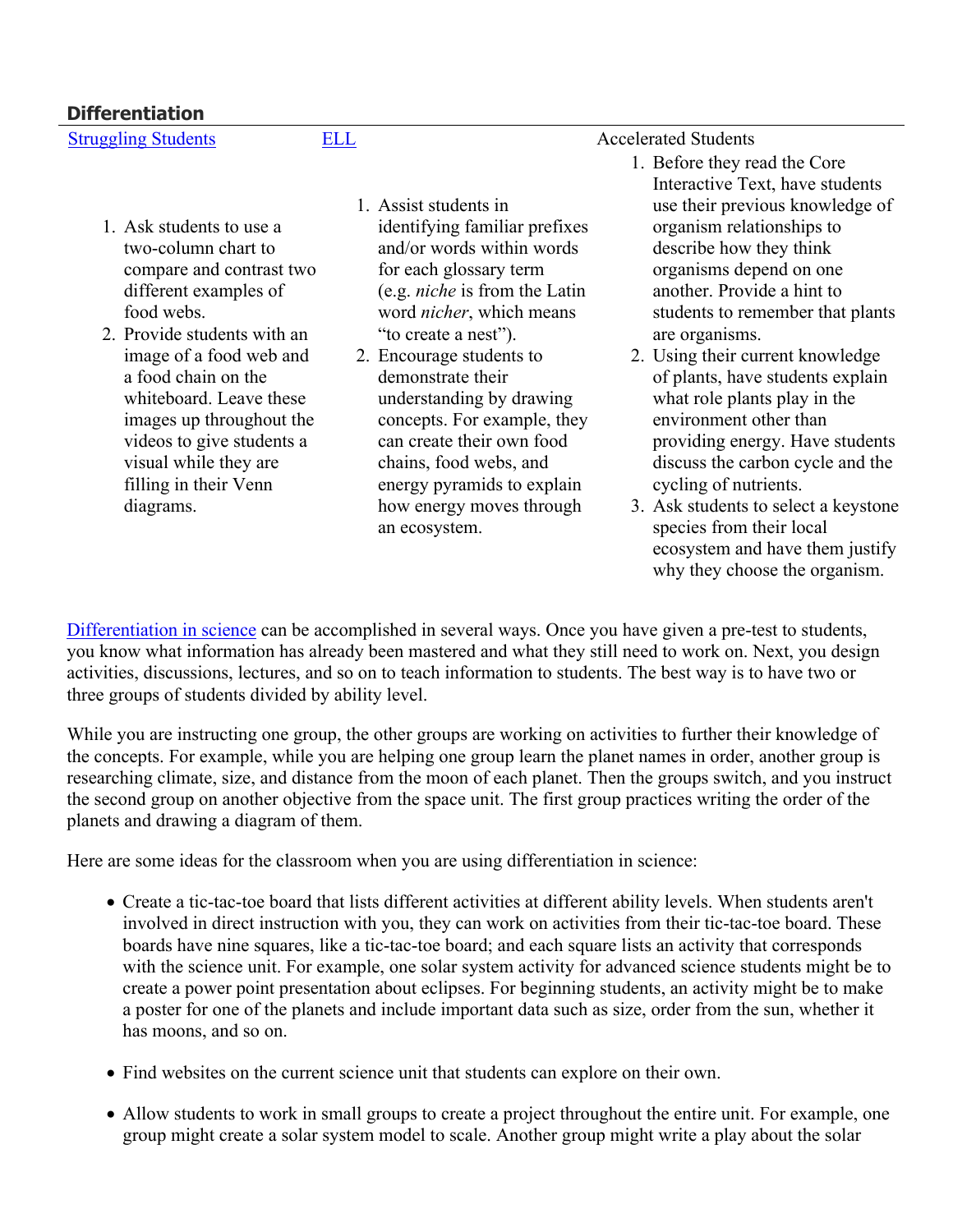## Differentiation

| [Struggling Students](#) | [ELL](#) | Accelerated Students |
|---|---|---|
| 1. Ask students to use a two-column chart to compare and contrast two different examples of food webs.<br>2. Provide students with an image of a food web and a food chain on the whiteboard. Leave these images up throughout the videos to give students a visual while they are filling in their Venn diagrams. | 1. Assist students in identifying familiar prefixes and/or words within words for each glossary term (e.g. *niche* is from the Latin word *nicher*, which means "to create a nest").<br>2. Encourage students to demonstrate their understanding by drawing concepts. For example, they can create their own food chains, food webs, and energy pyramids to explain how energy moves through an ecosystem. | 1. Before they read the Core Interactive Text, have students use their previous knowledge of organism relationships to describe how they think organisms depend on one another. Provide a hint to students to remember that plants are organisms.<br>2. Using their current knowledge of plants, have students explain what role plants play in the environment other than providing energy. Have students discuss the carbon cycle and the cycling of nutrients.<br>3. Ask students to select a keystone species from their local ecosystem and have them justify why they choose the organism. |

[Differentiation in science](#) can be accomplished in several ways. Once you have given a pre-test to students, you know what information has already been mastered and what they still need to work on. Next, you design activities, discussions, lectures, and so on to teach information to students. The best way is to have two or three groups of students divided by ability level.

While you are instructing one group, the other groups are working on activities to further their knowledge of the concepts. For example, while you are helping one group learn the planet names in order, another group is researching climate, size, and distance from the moon of each planet. Then the groups switch, and you instruct the second group on another objective from the space unit. The first group practices writing the order of the planets and drawing a diagram of them.

Here are some ideas for the classroom when you are using differentiation in science:

- Create a tic-tac-toe board that lists different activities at different ability levels. When students aren't involved in direct instruction with you, they can work on activities from their tic-tac-toe board. These boards have nine squares, like a tic-tac-toe board; and each square lists an activity that corresponds with the science unit. For example, one solar system activity for advanced science students might be to create a power point presentation about eclipses. For beginning students, an activity might be to make a poster for one of the planets and include important data such as size, order from the sun, whether it has moons, and so on.

- Find websites on the current science unit that students can explore on their own.

- Allow students to work in small groups to create a project throughout the entire unit. For example, one group might create a solar system model to scale. Another group might write a play about the solar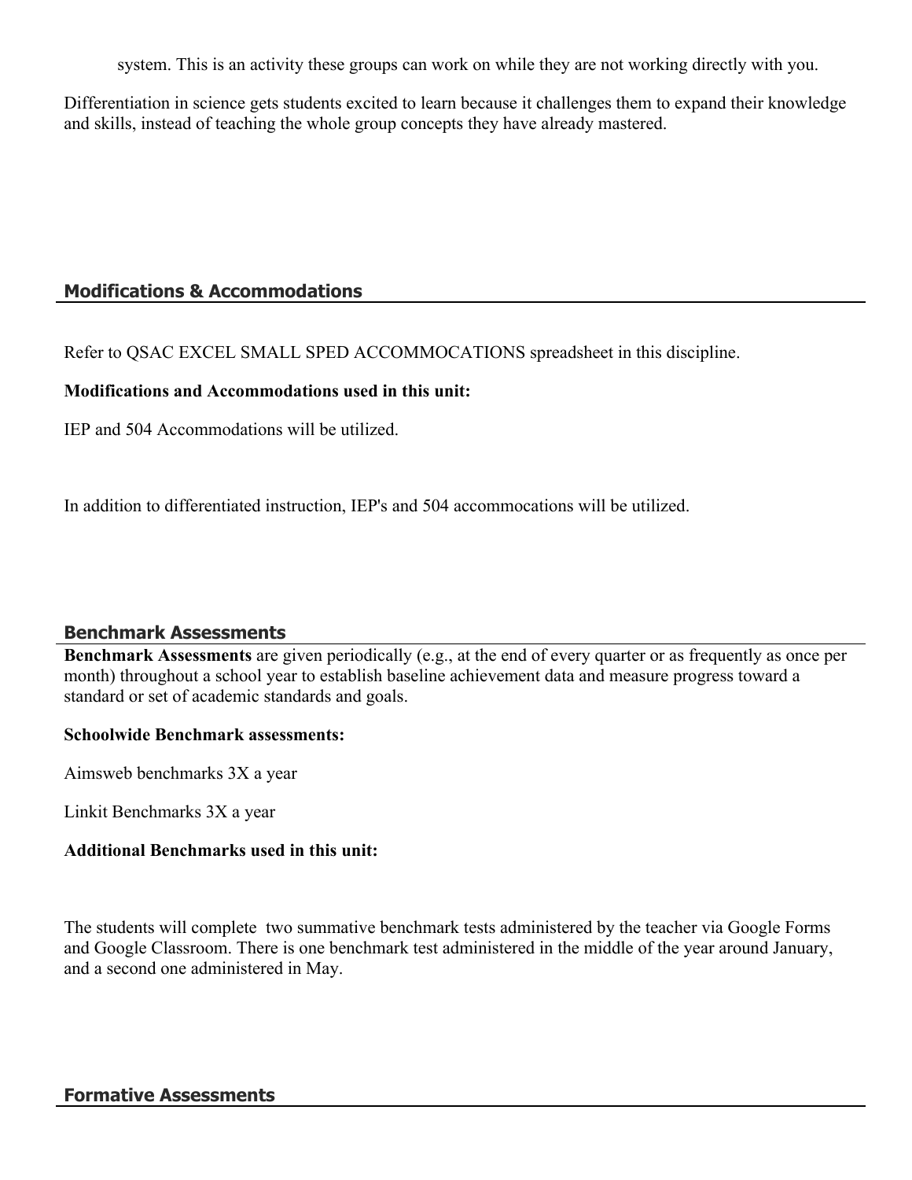system. This is an activity these groups can work on while they are not working directly with you.

Differentiation in science gets students excited to learn because it challenges them to expand their knowledge and skills, instead of teaching the whole group concepts they have already mastered.

## Modifications & Accommodations

Refer to QSAC EXCEL SMALL SPED ACCOMMOCATIONS spreadsheet in this discipline.

**Modifications and Accommodations used in this unit:**

IEP and 504 Accommodations will be utilized.

In addition to differentiated instruction, IEP's and 504 accommocations will be utilized.

## Benchmark Assessments

**Benchmark Assessments** are given periodically (e.g., at the end of every quarter or as frequently as once per month) throughout a school year to establish baseline achievement data and measure progress toward a standard or set of academic standards and goals.

**Schoolwide Benchmark assessments:**

Aimsweb benchmarks 3X a year

Linkit Benchmarks 3X a year

**Additional Benchmarks used in this unit:**

The students will complete two summative benchmark tests administered by the teacher via Google Forms and Google Classroom. There is one benchmark test administered in the middle of the year around January, and a second one administered in May.

## Formative Assessments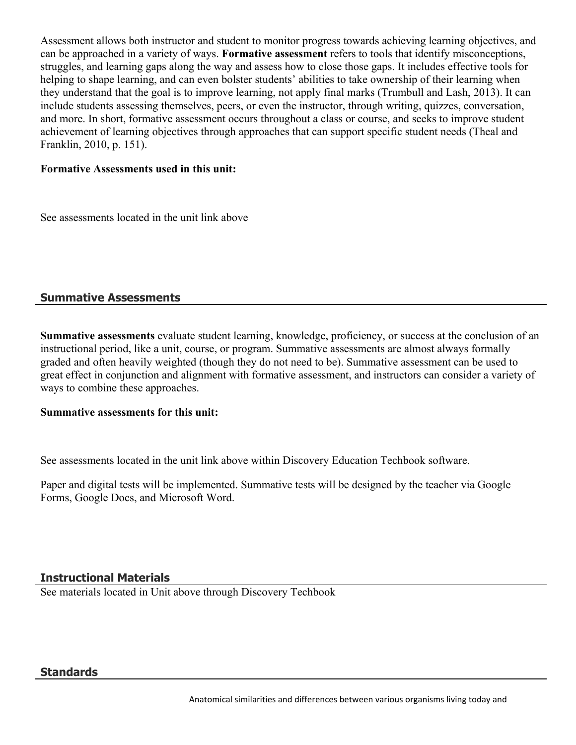Assessment allows both instructor and student to monitor progress towards achieving learning objectives, and can be approached in a variety of ways. **Formative assessment** refers to tools that identify misconceptions, struggles, and learning gaps along the way and assess how to close those gaps. It includes effective tools for helping to shape learning, and can even bolster students' abilities to take ownership of their learning when they understand that the goal is to improve learning, not apply final marks (Trumbull and Lash, 2013). It can include students assessing themselves, peers, or even the instructor, through writing, quizzes, conversation, and more. In short, formative assessment occurs throughout a class or course, and seeks to improve student achievement of learning objectives through approaches that can support specific student needs (Theal and Franklin, 2010, p. 151).

**Formative Assessments used in this unit:**

See assessments located in the unit link above

## Summative Assessments

**Summative assessments** evaluate student learning, knowledge, proficiency, or success at the conclusion of an instructional period, like a unit, course, or program. Summative assessments are almost always formally graded and often heavily weighted (though they do not need to be). Summative assessment can be used to great effect in conjunction and alignment with formative assessment, and instructors can consider a variety of ways to combine these approaches.

**Summative assessments for this unit:**

See assessments located in the unit link above within Discovery Education Techbook software.

Paper and digital tests will be implemented. Summative tests will be designed by the teacher via Google Forms, Google Docs, and Microsoft Word.

## Instructional Materials

See materials located in Unit above through Discovery Techbook

## Standards

Anatomical similarities and differences between various organisms living today and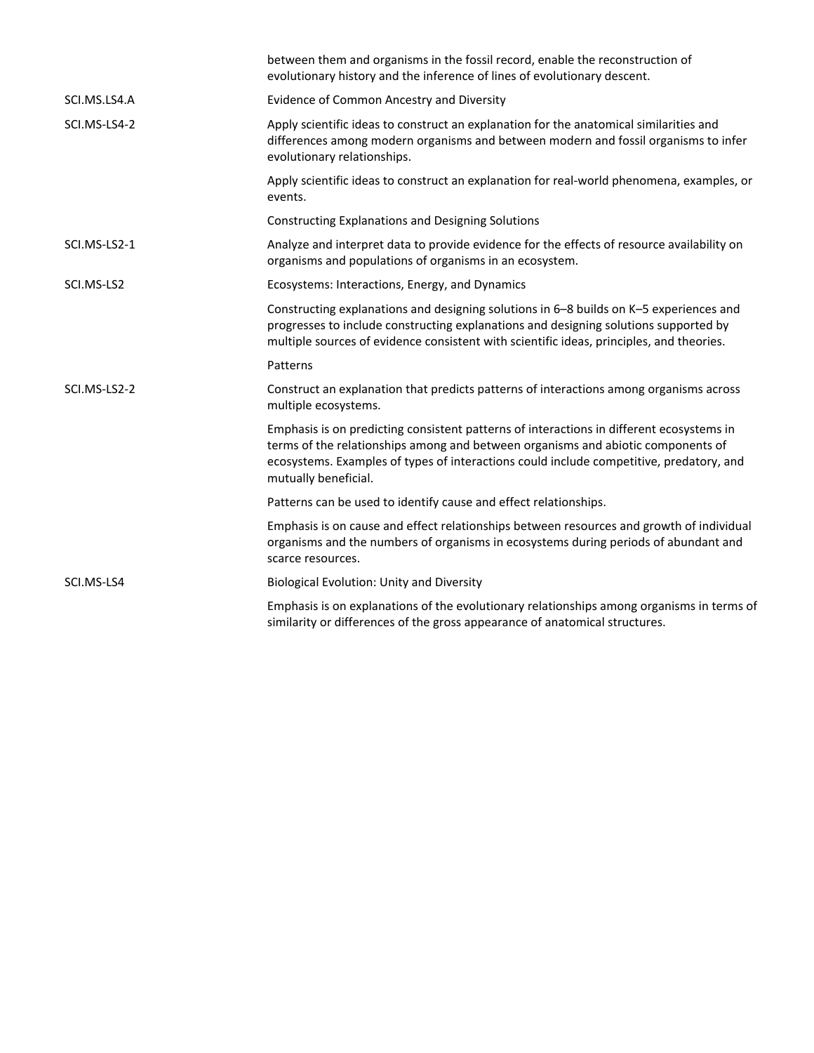| | |
|---|---|
| | between them and organisms in the fossil record, enable the reconstruction of evolutionary history and the inference of lines of evolutionary descent. |
| SCI.MS.LS4.A | Evidence of Common Ancestry and Diversity |
| SCI.MS-LS4-2 | Apply scientific ideas to construct an explanation for the anatomical similarities and differences among modern organisms and between modern and fossil organisms to infer evolutionary relationships. |
| | Apply scientific ideas to construct an explanation for real-world phenomena, examples, or events. |
| | Constructing Explanations and Designing Solutions |
| SCI.MS-LS2-1 | Analyze and interpret data to provide evidence for the effects of resource availability on organisms and populations of organisms in an ecosystem. |
| SCI.MS-LS2 | Ecosystems: Interactions, Energy, and Dynamics |
| | Constructing explanations and designing solutions in 6–8 builds on K–5 experiences and progresses to include constructing explanations and designing solutions supported by multiple sources of evidence consistent with scientific ideas, principles, and theories. |
| | Patterns |
| SCI.MS-LS2-2 | Construct an explanation that predicts patterns of interactions among organisms across multiple ecosystems. |
| | Emphasis is on predicting consistent patterns of interactions in different ecosystems in terms of the relationships among and between organisms and abiotic components of ecosystems. Examples of types of interactions could include competitive, predatory, and mutually beneficial. |
| | Patterns can be used to identify cause and effect relationships. |
| | Emphasis is on cause and effect relationships between resources and growth of individual organisms and the numbers of organisms in ecosystems during periods of abundant and scarce resources. |
| SCI.MS-LS4 | Biological Evolution: Unity and Diversity |
| | Emphasis is on explanations of the evolutionary relationships among organisms in terms of similarity or differences of the gross appearance of anatomical structures. |